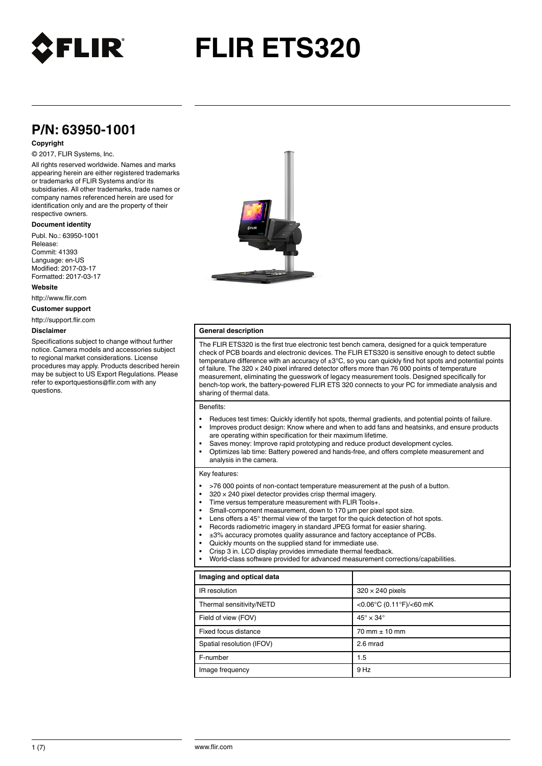# FLIR ETS320

## P/N: 63950-1001

**Copyright**

© 2017, FLIR Systems, Inc.

All rights reserved worldwide. Names and marks appearing herein are either registered trademarks or trademarks of FLIR Systems and/or its subsidiaries. All other trademarks, trade names or company names referenced herein are used for identification only and are the property of their respective owners.

**Document identity**

Publ. No.: 63950-1001
Release:
Commit: 41393
Language: en-US
Modified: 2017-03-17
Formatted: 2017-03-17

**Website**

http://www.flir.com

**Customer support**

http://support.flir.com

**Disclaimer**

Specifications subject to change without further notice. Camera models and accessories subject to regional market considerations. License procedures may apply. Products described herein may be subject to US Export Regulations. Please refer to exportquestions@flir.com with any questions.

**General description**

The FLIR ETS320 is the first true electronic test bench camera, designed for a quick temperature check of PCB boards and electronic devices. The FLIR ETS320 is sensitive enough to detect subtle temperature difference with an accuracy of ±3°C, so you can quickly find hot spots and potential points of failure. The 320 × 240 pixel infrared detector offers more than 76 000 points of temperature measurement, eliminating the guesswork of legacy measurement tools. Designed specifically for bench-top work, the battery-powered FLIR ETS 320 connects to your PC for immediate analysis and sharing of thermal data.

Benefits:

- Reduces test times: Quickly identify hot spots, thermal gradients, and potential points of failure.
- Improves product design: Know where and when to add fans and heatsinks, and ensure products are operating within specification for their maximum lifetime.
- Saves money: Improve rapid prototyping and reduce product development cycles.
- Optimizes lab time: Battery powered and hands-free, and offers complete measurement and analysis in the camera.

Key features:

- >76 000 points of non-contact temperature measurement at the push of a button.
- 320 × 240 pixel detector provides crisp thermal imagery.
- Time versus temperature measurement with FLIR Tools+.
- Small-component measurement, down to 170 µm per pixel spot size.
- Lens offers a 45° thermal view of the target for the quick detection of hot spots.
- Records radiometric imagery in standard JPEG format for easier sharing.
- ±3% accuracy promotes quality assurance and factory acceptance of PCBs.
- Quickly mounts on the supplied stand for immediate use.
- Crisp 3 in. LCD display provides immediate thermal feedback.
- World-class software provided for advanced measurement corrections/capabilities.

| Imaging and optical data | |
|---|---|
| IR resolution | 320 × 240 pixels |
| Thermal sensitivity/NETD | <0.06°C (0.11°F)/<60 mK |
| Field of view (FOV) | 45° × 34° |
| Fixed focus distance | 70 mm ± 10 mm |
| Spatial resolution (IFOV) | 2.6 mrad |
| F-number | 1.5 |
| Image frequency | 9 Hz |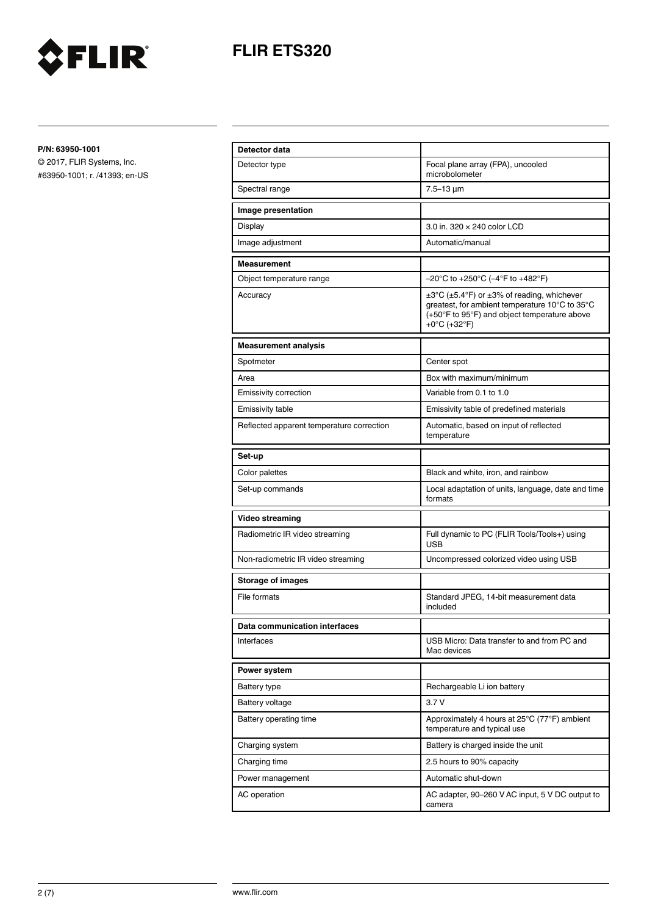# FLIR ETS320

**P/N: 63950-1001**

© 2017, FLIR Systems, Inc.

#63950-1001; r. /41393; en-US

| **Detector data** | |
|---|---|
| Detector type | Focal plane array (FPA), uncooled microbolometer |
| Spectral range | 7.5–13 µm |
| **Image presentation** | |
| Display | 3.0 in. 320 × 240 color LCD |
| Image adjustment | Automatic/manual |
| **Measurement** | |
| Object temperature range | –20°C to +250°C (–4°F to +482°F) |
| Accuracy | ±3°C (±5.4°F) or ±3% of reading, whichever greatest, for ambient temperature 10°C to 35°C (+50°F to 95°F) and object temperature above +0°C (+32°F) |
| **Measurement analysis** | |
| Spotmeter | Center spot |
| Area | Box with maximum/minimum |
| Emissivity correction | Variable from 0.1 to 1.0 |
| Emissivity table | Emissivity table of predefined materials |
| Reflected apparent temperature correction | Automatic, based on input of reflected temperature |
| **Set-up** | |
| Color palettes | Black and white, iron, and rainbow |
| Set-up commands | Local adaptation of units, language, date and time formats |
| **Video streaming** | |
| Radiometric IR video streaming | Full dynamic to PC (FLIR Tools/Tools+) using USB |
| Non-radiometric IR video streaming | Uncompressed colorized video using USB |
| **Storage of images** | |
| File formats | Standard JPEG, 14-bit measurement data included |
| **Data communication interfaces** | |
| Interfaces | USB Micro: Data transfer to and from PC and Mac devices |
| **Power system** | |
| Battery type | Rechargeable Li ion battery |
| Battery voltage | 3.7 V |
| Battery operating time | Approximately 4 hours at 25°C (77°F) ambient temperature and typical use |
| Charging system | Battery is charged inside the unit |
| Charging time | 2.5 hours to 90% capacity |
| Power management | Automatic shut-down |
| AC operation | AC adapter, 90–260 V AC input, 5 V DC output to camera |

www.flir.com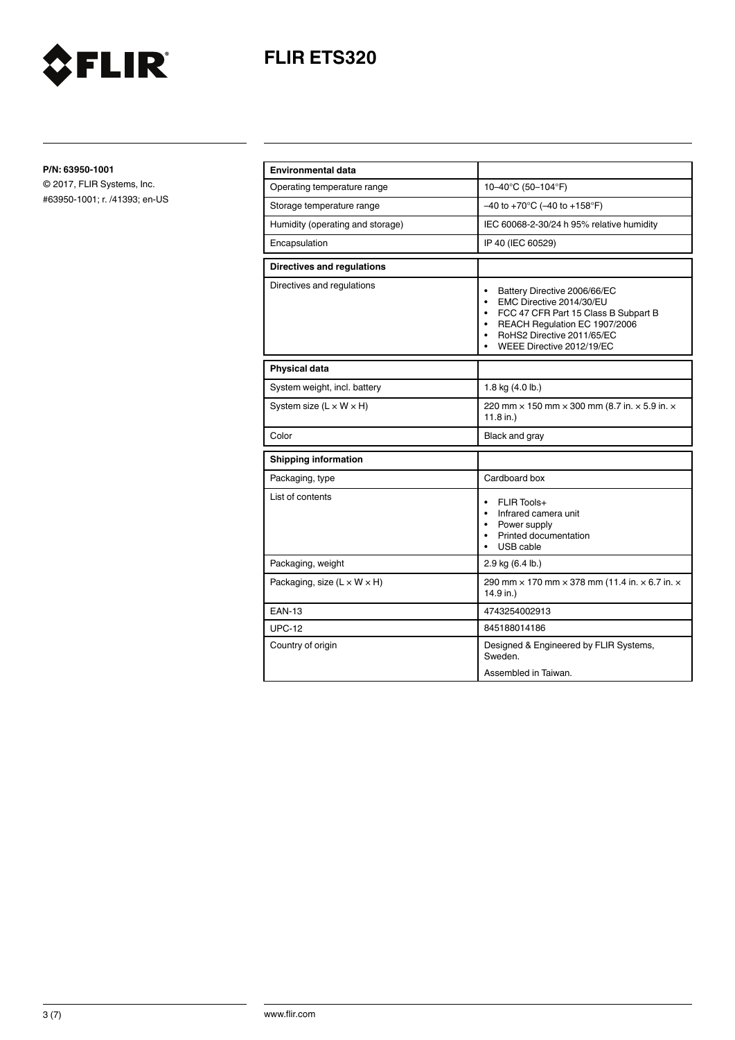**P/N: 63950-1001**

© 2017, FLIR Systems, Inc.

#63950-1001; r. /41393; en-US

| **Environmental data** | |
|---|---|
| Operating temperature range | 10–40°C (50–104°F) |
| Storage temperature range | –40 to +70°C (–40 to +158°F) |
| Humidity (operating and storage) | IEC 60068-2-30/24 h 95% relative humidity |
| Encapsulation | IP 40 (IEC 60529) |

| **Directives and regulations** | |
|---|---|
| Directives and regulations | • Battery Directive 2006/66/EC<br>• EMC Directive 2014/30/EU<br>• FCC 47 CFR Part 15 Class B Subpart B<br>• REACH Regulation EC 1907/2006<br>• RoHS2 Directive 2011/65/EC<br>• WEEE Directive 2012/19/EC |

| **Physical data** | |
|---|---|
| System weight, incl. battery | 1.8 kg (4.0 lb.) |
| System size (L × W × H) | 220 mm × 150 mm × 300 mm (8.7 in. × 5.9 in. × 11.8 in.) |
| Color | Black and gray |

| **Shipping information** | |
|---|---|
| Packaging, type | Cardboard box |
| List of contents | • FLIR Tools+<br>• Infrared camera unit<br>• Power supply<br>• Printed documentation<br>• USB cable |
| Packaging, weight | 2.9 kg (6.4 lb.) |
| Packaging, size (L × W × H) | 290 mm × 170 mm × 378 mm (11.4 in. × 6.7 in. × 14.9 in.) |
| EAN-13 | 4743254002913 |
| UPC-12 | 845188014186 |
| Country of origin | Designed & Engineered by FLIR Systems, Sweden.<br>Assembled in Taiwan. |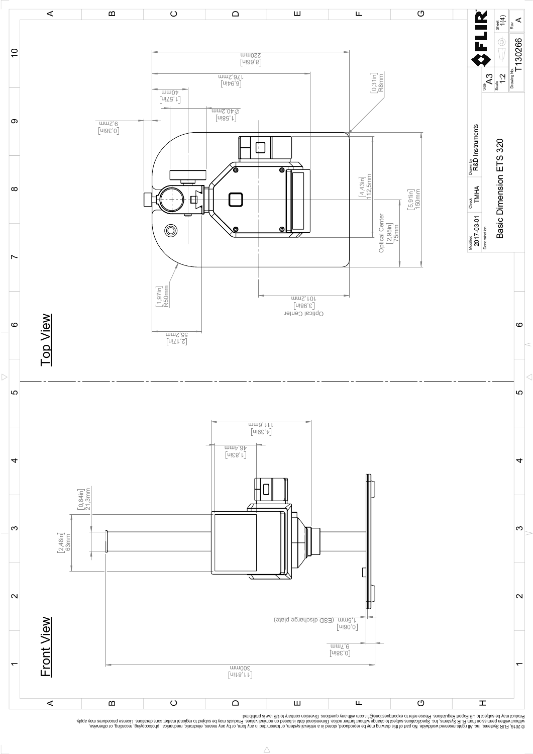## Top View

220mm [8.66in]

176.2mm [6.94in]

40mm [1.57in]

Ø40.2mm [1.58in]

9.2mm [0.36in]

R8mm [0,31in]

112,5mm [4,43in]

150mm [5,91in]

Optical Center 75mm [2,95in]

R50mm [1,97in]

Optical Center 101.2mm [3.98in]

55.2mm [2.17in]

## Front View

111.6mm [4.39in]

46.4mm [1.83in]

21,3mm [0,84in]

63mm [2,48in]

1.5mm (ESD discharge plate) [0.06in]

9.7mm [0.38in]

300mm [11.81in]

| Modified | Check | Drawn by | Size | Sheet |
|---|---|---|---|---|
| 2017-03-01 | TMHA | R&D Instruments | A3 | 1(4) |
| Denomination | | | Scale | Rev |
| Basic Dimension ETS 320 | | | 1:2 | A |
| | | | Drawing No. | |
| | | | T130266 | |

FLIR

© 2016, FLIR Systems, Inc. All rights reserved worldwide. No part of this drawing may be reproduced, stored in a retrieval system, or transmitted in any form, or by any means, electronic, mechanical, photocopying, recording, or otherwise, without written permission from FLIR Systems, Inc. Specifications subject to change without further notice. Dimensional data is based on nominal values. Products may be subject to regional market considerations. License procedures may apply. Product may be subject to US Export Regulations. Please refer to exportquestions@flir.com with any questions. Diversion contrary to US law is prohibited.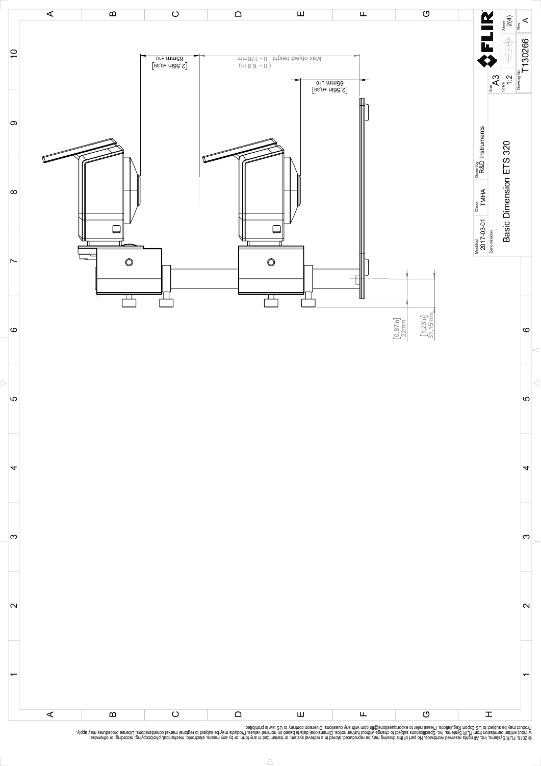65mm ±10 [2,56in ±0,39]

Max object height 0 - 176mm (0 - 6,9 in)

65mm ±10 [2,56in ±0,39]

22mm [0,87in]

31,15mm [1,23in]

| Modified | Check | Drawn by | Size | Sheet |
|---|---|---|---|---|
| 2017-03-01 | TMHA | R&D Instruments | A3 | 2(4) |

| Denomination | Scale | Drawing No. | Rev |
|---|---|---|---|
| Basic Dimension ETS 320 | 1:2 | T130266 | A |

FLIR

© 2016, FLIR Systems, Inc. All rights reserved worldwide. No part of this drawing may be reproduced, stored in a retrieval system, or transmitted in any form, or by any means, electronic, mechanical, photocopying, recording, or otherwise, without written permission from FLIR Systems, Inc. Specifications subject to change without further notice. Dimensional data is based on nominal values. Products may be subject to regional market considerations. License procedures may apply. Product may be subject to US Export Regulations. Please refer to exportquestions@flir.com with any questions. Diversion contrary to US law is prohibited.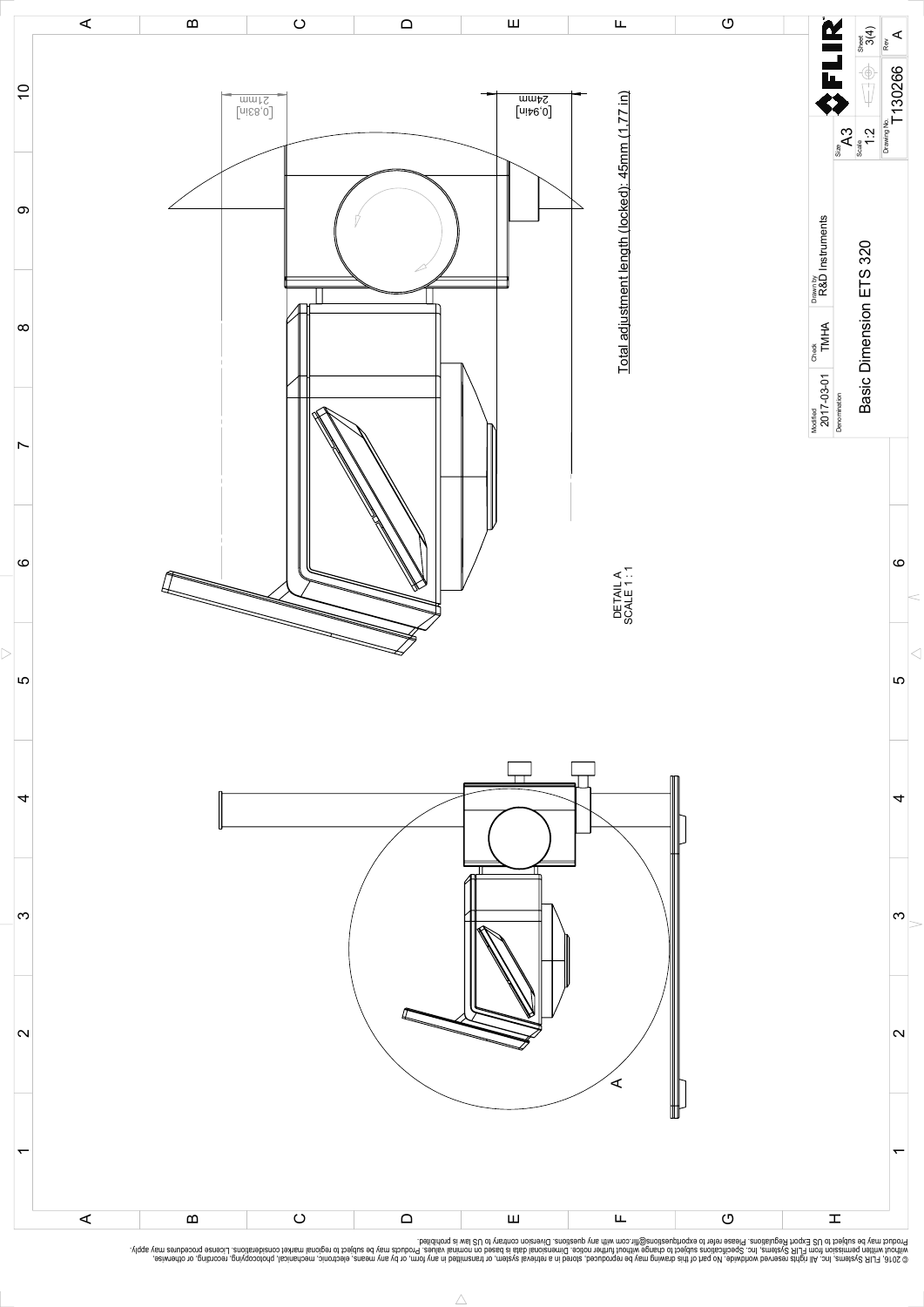21mm
[0.83in]

24mm
[0.94in]

Total adjustment length (locked): 45mm (1.77 in)

DETAIL A
SCALE 1 : 1

A

| Modified | Check | Drawn by |
|---|---|---|
| 2017-03-01 | TMHA | R&D Instruments |

Denomination: Basic Dimension ETS 320

Size: A3

Scale: 1:2

Sheet: 3(4)

Drawing No.: T130266

Rev: A

© 2016, FLIR Systems, Inc. All rights reserved worldwide. No part of this drawing may be reproduced, stored in a retrieval system, or transmitted in any form, or by any means, electronic, mechanical, photocopying, recording, or otherwise, without written permission from FLIR Systems, Inc. Specifications subject to change without further notice. Dimensional data is based on nominal values. Products may be subject to regional market considerations. License procedures may apply. Product may be subject to US Export Regulations. Please refer to exportquestions@flir.com with any questions. Diversion contrary to US law is prohibited.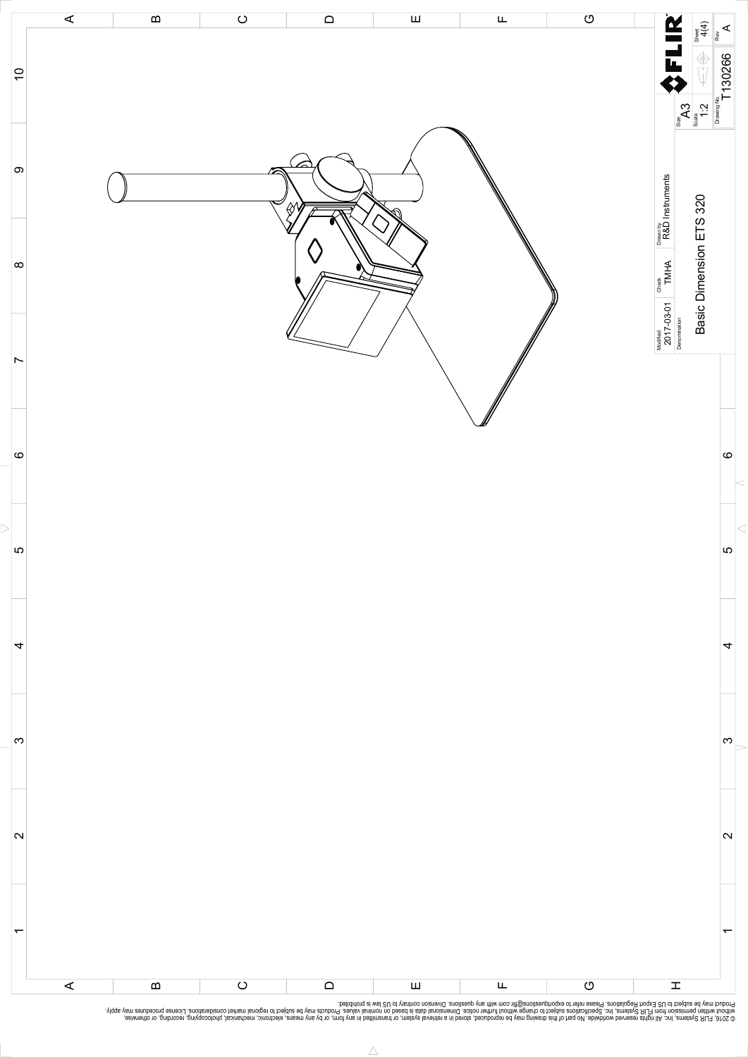| | | | |
|---|---|---|---|
| Modified 2017-03-01 | Check TMHA | Drawn by R&D Instruments | FLIR |
| Denomination | | Size A3 | Sheet 4(4) |
| Basic Dimension ETS 320 | | Scale 1:2 | |
| | | Drawing No. T130266 | Rev A |

© 2016, FLIR Systems, Inc. All rights reserved worldwide. No part of this drawing may be reproduced, stored in a retrieval system, or transmitted in any form, or by any means, electronic, mechanical, photocopying, recording, or otherwise, without written permission from FLIR Systems, Inc. Specifications subject to change without further notice. Dimensional data is based on nominal values. Products may be subject to regional market considerations. License procedures may apply. Product may be subject to US Export Regulations. Please refer to exportquestions@flir.com with any questions. Diversion contrary to US law is prohibited.